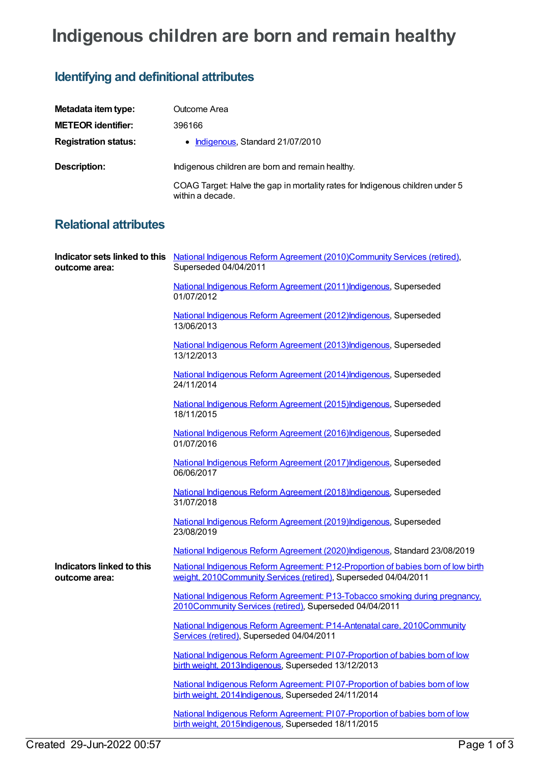# Indigenous children are born and remain healthy

## Identifying and definitional attributes

**Metadata item type:** Outcome Area

**METEOR identifier:** 396166

**Registration status:**
- Indigenous, Standard 21/07/2010

**Description:** Indigenous children are born and remain healthy.

COAG Target: Halve the gap in mortality rates for Indigenous children under 5 within a decade.

## Relational attributes

**Indicator sets linked to this outcome area:**

National Indigenous Reform Agreement (2010)Community Services (retired), Superseded 04/04/2011

National Indigenous Reform Agreement (2011)Indigenous, Superseded 01/07/2012

National Indigenous Reform Agreement (2012)Indigenous, Superseded 13/06/2013

National Indigenous Reform Agreement (2013)Indigenous, Superseded 13/12/2013

National Indigenous Reform Agreement (2014)Indigenous, Superseded 24/11/2014

National Indigenous Reform Agreement (2015)Indigenous, Superseded 18/11/2015

National Indigenous Reform Agreement (2016)Indigenous, Superseded 01/07/2016

National Indigenous Reform Agreement (2017)Indigenous, Superseded 06/06/2017

National Indigenous Reform Agreement (2018)Indigenous, Superseded 31/07/2018

National Indigenous Reform Agreement (2019)Indigenous, Superseded 23/08/2019

National Indigenous Reform Agreement (2020)Indigenous, Standard 23/08/2019

**Indicators linked to this outcome area:**

National Indigenous Reform Agreement: P12-Proportion of babies born of low birth weight, 2010Community Services (retired), Superseded 04/04/2011

National Indigenous Reform Agreement: P13-Tobacco smoking during pregnancy, 2010Community Services (retired), Superseded 04/04/2011

National Indigenous Reform Agreement: P14-Antenatal care, 2010Community Services (retired), Superseded 04/04/2011

National Indigenous Reform Agreement: PI 07-Proportion of babies born of low birth weight, 2013Indigenous, Superseded 13/12/2013

National Indigenous Reform Agreement: PI 07-Proportion of babies born of low birth weight, 2014Indigenous, Superseded 24/11/2014

National Indigenous Reform Agreement: PI 07-Proportion of babies born of low birth weight, 2015Indigenous, Superseded 18/11/2015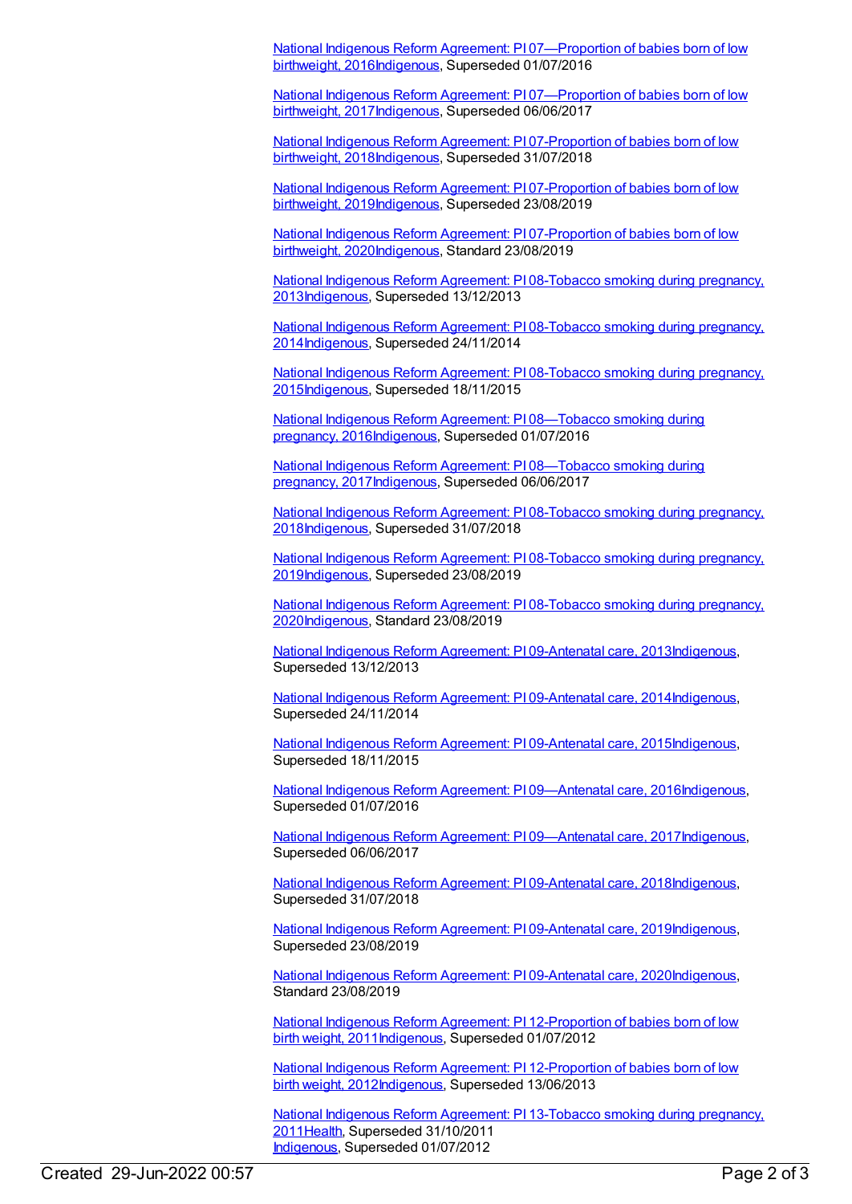National Indigenous Reform Agreement: PI 07—Proportion of babies born of low birthweight, 2016Indigenous, Superseded 01/07/2016

National Indigenous Reform Agreement: PI 07—Proportion of babies born of low birthweight, 2017Indigenous, Superseded 06/06/2017

National Indigenous Reform Agreement: PI 07-Proportion of babies born of low birthweight, 2018Indigenous, Superseded 31/07/2018

National Indigenous Reform Agreement: PI 07-Proportion of babies born of low birthweight, 2019Indigenous, Superseded 23/08/2019

National Indigenous Reform Agreement: PI 07-Proportion of babies born of low birthweight, 2020Indigenous, Standard 23/08/2019

National Indigenous Reform Agreement: PI 08-Tobacco smoking during pregnancy, 2013Indigenous, Superseded 13/12/2013

National Indigenous Reform Agreement: PI 08-Tobacco smoking during pregnancy, 2014Indigenous, Superseded 24/11/2014

National Indigenous Reform Agreement: PI 08-Tobacco smoking during pregnancy, 2015Indigenous, Superseded 18/11/2015

National Indigenous Reform Agreement: PI 08—Tobacco smoking during pregnancy, 2016Indigenous, Superseded 01/07/2016

National Indigenous Reform Agreement: PI 08—Tobacco smoking during pregnancy, 2017Indigenous, Superseded 06/06/2017

National Indigenous Reform Agreement: PI 08-Tobacco smoking during pregnancy, 2018Indigenous, Superseded 31/07/2018

National Indigenous Reform Agreement: PI 08-Tobacco smoking during pregnancy, 2019Indigenous, Superseded 23/08/2019

National Indigenous Reform Agreement: PI 08-Tobacco smoking during pregnancy, 2020Indigenous, Standard 23/08/2019

National Indigenous Reform Agreement: PI 09-Antenatal care, 2013Indigenous, Superseded 13/12/2013

National Indigenous Reform Agreement: PI 09-Antenatal care, 2014Indigenous, Superseded 24/11/2014

National Indigenous Reform Agreement: PI 09-Antenatal care, 2015Indigenous, Superseded 18/11/2015

National Indigenous Reform Agreement: PI 09—Antenatal care, 2016Indigenous, Superseded 01/07/2016

National Indigenous Reform Agreement: PI 09—Antenatal care, 2017Indigenous, Superseded 06/06/2017

National Indigenous Reform Agreement: PI 09-Antenatal care, 2018Indigenous, Superseded 31/07/2018

National Indigenous Reform Agreement: PI 09-Antenatal care, 2019Indigenous, Superseded 23/08/2019

National Indigenous Reform Agreement: PI 09-Antenatal care, 2020Indigenous, Standard 23/08/2019

National Indigenous Reform Agreement: PI 12-Proportion of babies born of low birth weight, 2011Indigenous, Superseded 01/07/2012

National Indigenous Reform Agreement: PI 12-Proportion of babies born of low birth weight, 2012Indigenous, Superseded 13/06/2013

National Indigenous Reform Agreement: PI 13-Tobacco smoking during pregnancy, 2011Health, Superseded 31/10/2011
Indigenous, Superseded 01/07/2012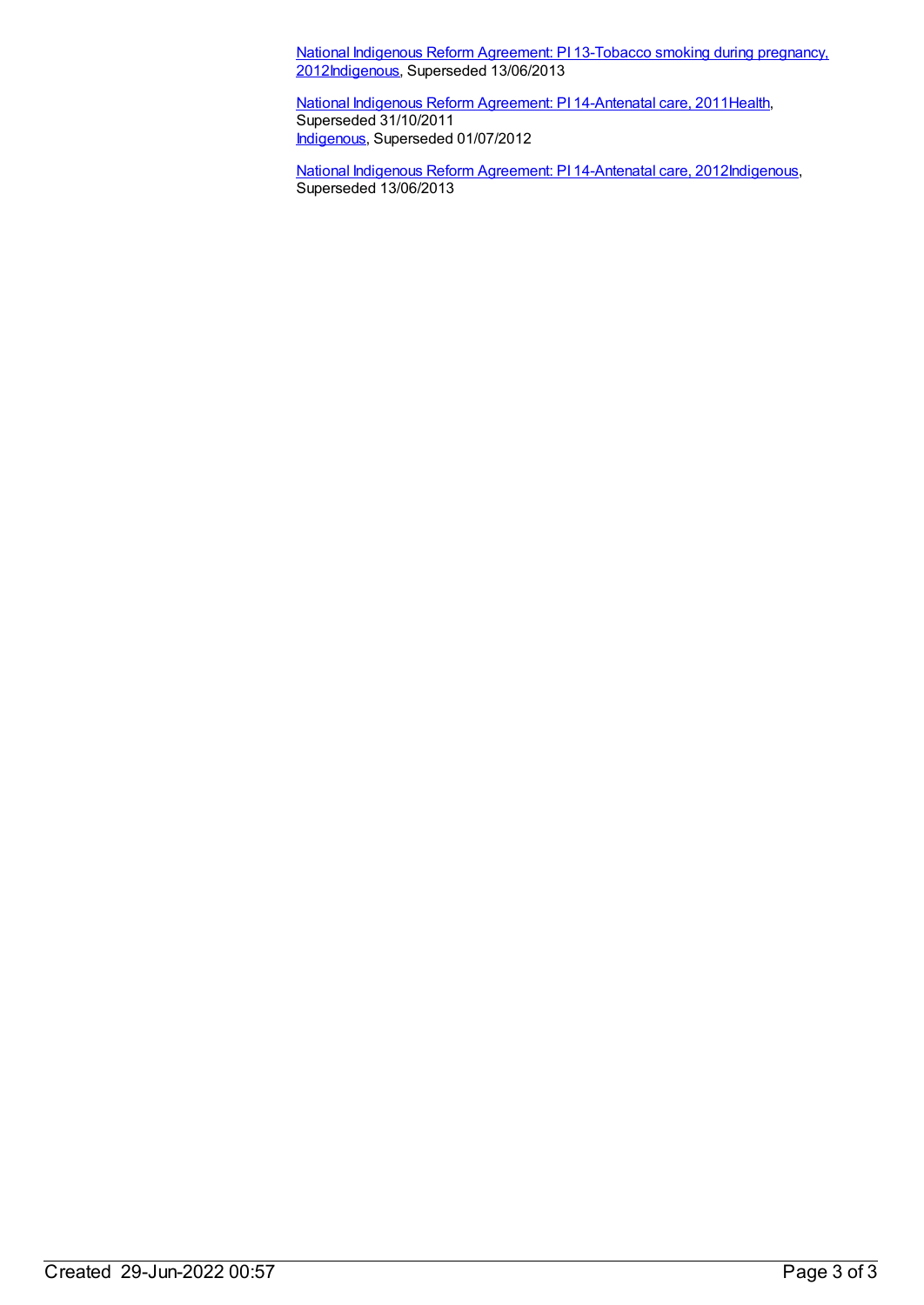National Indigenous Reform Agreement: PI 13-Tobacco smoking during pregnancy, 2012Indigenous, Superseded 13/06/2013

National Indigenous Reform Agreement: PI 14-Antenatal care, 2011Health, Superseded 31/10/2011
Indigenous, Superseded 01/07/2012

National Indigenous Reform Agreement: PI 14-Antenatal care, 2012Indigenous, Superseded 13/06/2013